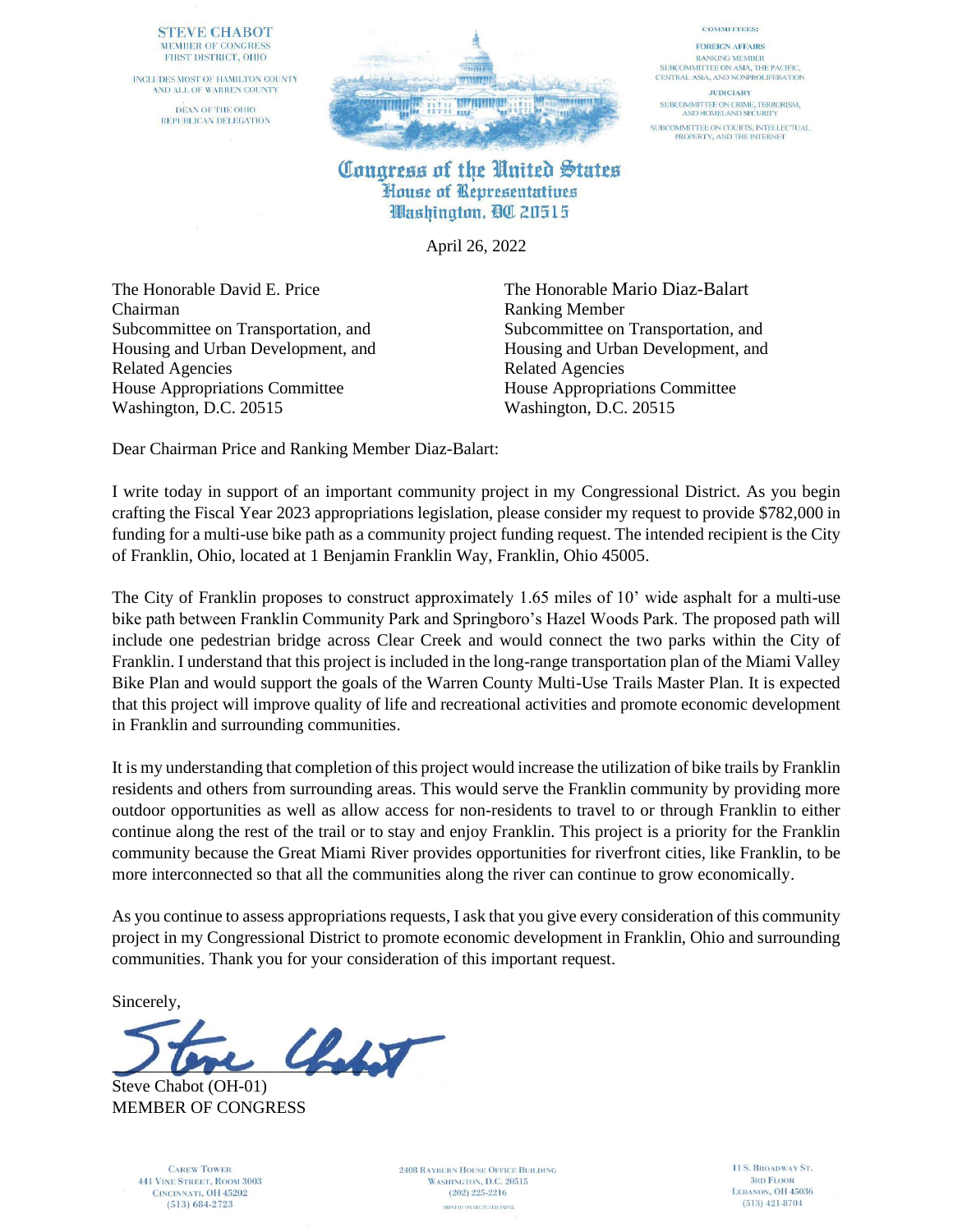STEVE CHABOT
MEMBER OF CONGRESS
FIRST DISTRICT, OHIO

INCLUDES MOST OF HAMILTON COUNTY
AND ALL OF WARREN COUNTY

DEAN OF THE OHIO
REPUBLICAN DELEGATION

COMMITTEES:

FOREIGN AFFAIRS
RANKING MEMBER
SUBCOMMITTEE ON ASIA, THE PACIFIC,
CENTRAL ASIA, AND NONPROLIFERATION

JUDICIARY
SUBCOMMITTEE ON CRIME, TERRORISM,
AND HOMELAND SECURITY

SUBCOMMITTEE ON COURTS, INTELLECTUAL
PROPERTY, AND THE INTERNET

**Congress of the United States**
**House of Representatives**
**Washington, DC 20515**

April 26, 2022

The Honorable David E. Price
Chairman
Subcommittee on Transportation, and Housing and Urban Development, and Related Agencies
House Appropriations Committee
Washington, D.C. 20515

The Honorable Mario Diaz-Balart
Ranking Member
Subcommittee on Transportation, and Housing and Urban Development, and Related Agencies
House Appropriations Committee
Washington, D.C. 20515

Dear Chairman Price and Ranking Member Diaz-Balart:

I write today in support of an important community project in my Congressional District. As you begin crafting the Fiscal Year 2023 appropriations legislation, please consider my request to provide $782,000 in funding for a multi-use bike path as a community project funding request. The intended recipient is the City of Franklin, Ohio, located at 1 Benjamin Franklin Way, Franklin, Ohio 45005.

The City of Franklin proposes to construct approximately 1.65 miles of 10' wide asphalt for a multi-use bike path between Franklin Community Park and Springboro's Hazel Woods Park. The proposed path will include one pedestrian bridge across Clear Creek and would connect the two parks within the City of Franklin. I understand that this project is included in the long-range transportation plan of the Miami Valley Bike Plan and would support the goals of the Warren County Multi-Use Trails Master Plan. It is expected that this project will improve quality of life and recreational activities and promote economic development in Franklin and surrounding communities.

It is my understanding that completion of this project would increase the utilization of bike trails by Franklin residents and others from surrounding areas. This would serve the Franklin community by providing more outdoor opportunities as well as allow access for non-residents to travel to or through Franklin to either continue along the rest of the trail or to stay and enjoy Franklin. This project is a priority for the Franklin community because the Great Miami River provides opportunities for riverfront cities, like Franklin, to be more interconnected so that all the communities along the river can continue to grow economically.

As you continue to assess appropriations requests, I ask that you give every consideration of this community project in my Congressional District to promote economic development in Franklin, Ohio and surrounding communities. Thank you for your consideration of this important request.

Sincerely,

Steve Chabot (OH-01)
MEMBER OF CONGRESS

CAREW TOWER
441 VINE STREET, ROOM 3003
CINCINNATI, OH 45202
(513) 684-2723

2408 RAYBURN HOUSE OFFICE BUILDING
WASHINGTON, D.C. 20515
(202) 225-2216

11 S. BROADWAY ST.
3RD FLOOR
LEBANON, OH 45036
(513) 421-8704

PRINTED ON RECYCLED PAPER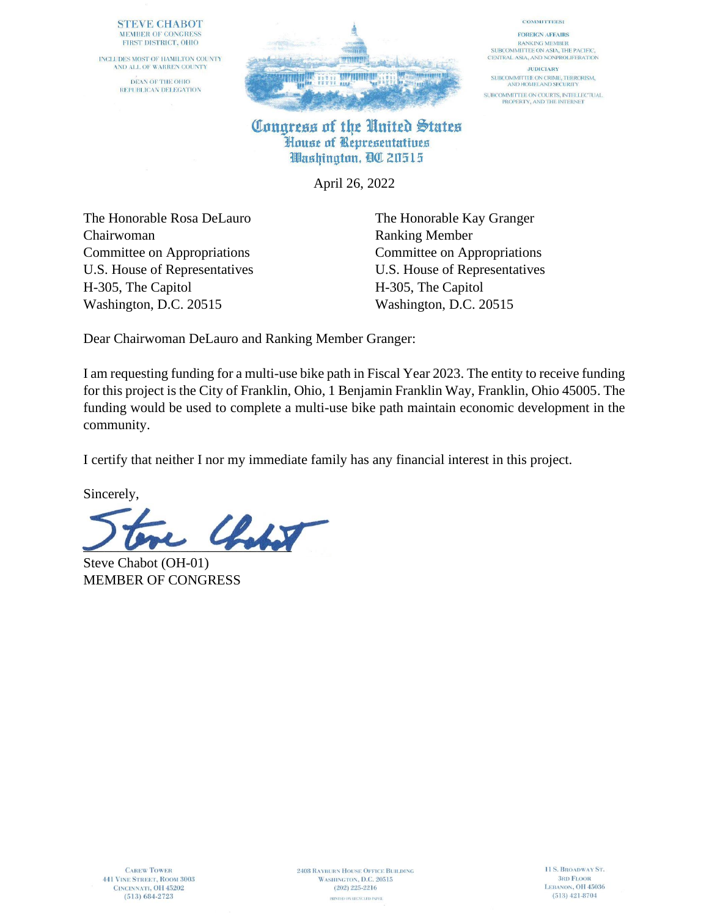STEVE CHABOT
MEMBER OF CONGRESS
FIRST DISTRICT, OHIO

INCLUDES MOST OF HAMILTON COUNTY
AND ALL OF WARREN COUNTY

DEAN OF THE OHIO
REPUBLICAN DELEGATION

COMMITTEES:

FOREIGN AFFAIRS
RANKING MEMBER
SUBCOMMITTEE ON ASIA, THE PACIFIC,
CENTRAL ASIA, AND NONPROLIFERATION

JUDICIARY
SUBCOMMITTEE ON CRIME, TERRORISM,
AND HOMELAND SECURITY
SUBCOMMITTEE ON COURTS, INTELLECTUAL
PROPERTY, AND THE INTERNET

**Congress of the United States**
**House of Representatives**
**Washington, DC 20515**

April 26, 2022

The Honorable Rosa DeLauro
Chairwoman
Committee on Appropriations
U.S. House of Representatives
H-305, The Capitol
Washington, D.C. 20515

The Honorable Kay Granger
Ranking Member
Committee on Appropriations
U.S. House of Representatives
H-305, The Capitol
Washington, D.C. 20515

Dear Chairwoman DeLauro and Ranking Member Granger:

I am requesting funding for a multi-use bike path in Fiscal Year 2023. The entity to receive funding for this project is the City of Franklin, Ohio, 1 Benjamin Franklin Way, Franklin, Ohio 45005. The funding would be used to complete a multi-use bike path maintain economic development in the community.

I certify that neither I nor my immediate family has any financial interest in this project.

Sincerely,

Steve Chabot (OH-01)
MEMBER OF CONGRESS

CAREW TOWER
441 VINE STREET, ROOM 3003
CINCINNATI, OH 45202
(513) 684-2723

2408 RAYBURN HOUSE OFFICE BUILDING
WASHINGTON, D.C. 20515
(202) 225-2216
PRINTED ON RECYCLED PAPER

11 S. BROADWAY ST.
3RD FLOOR
LEBANON, OH 45036
(513) 421-8704